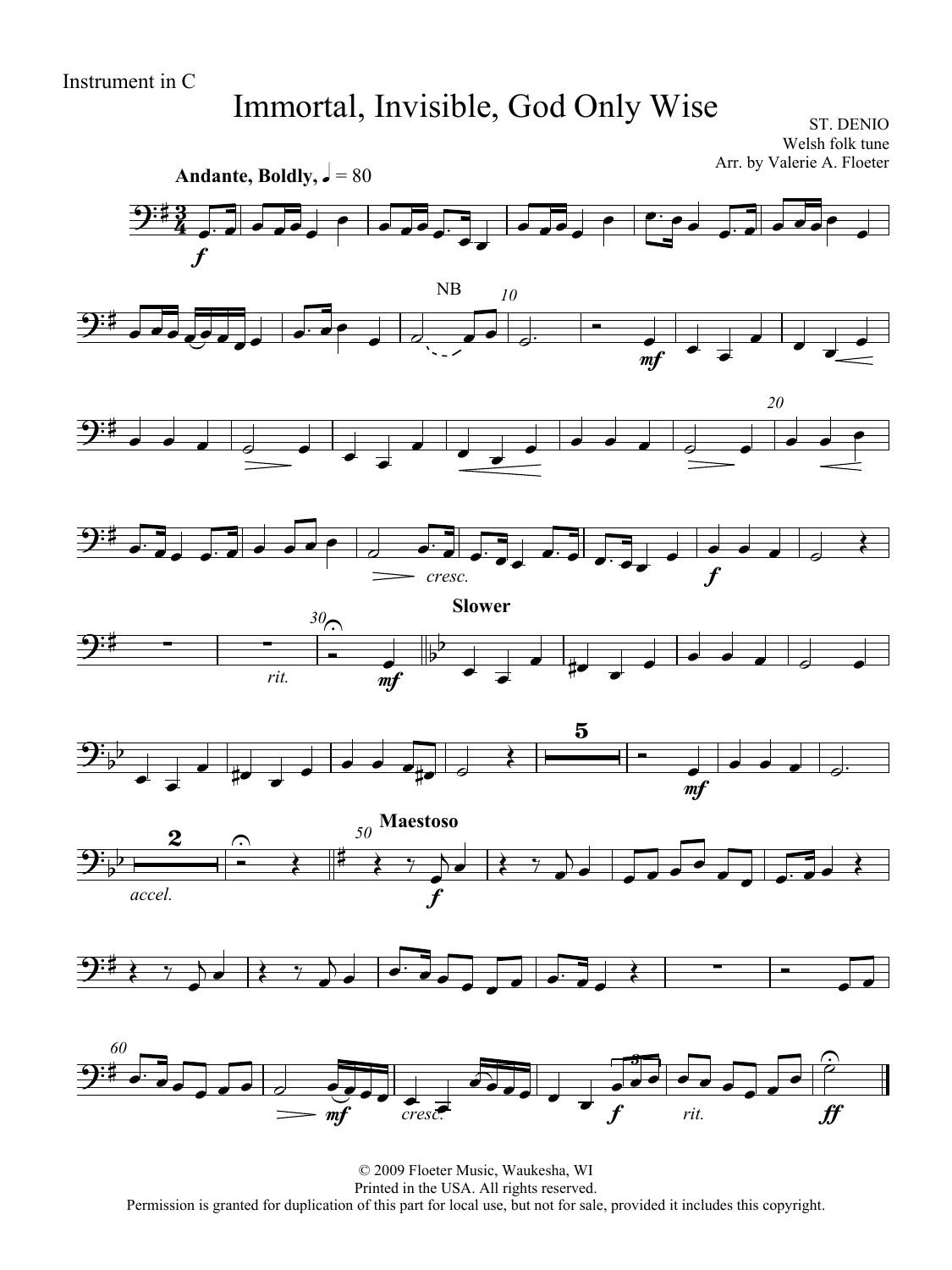Instrument in C

# Immortal, Invisible, God Only Wise

ST. DENIO
Welsh folk tune
Arr. by Valerie A. Floeter

© 2009 Floeter Music, Waukesha, WI
Printed in the USA. All rights reserved.
Permission is granted for duplication of this part for local use, but not for sale, provided it includes this copyright.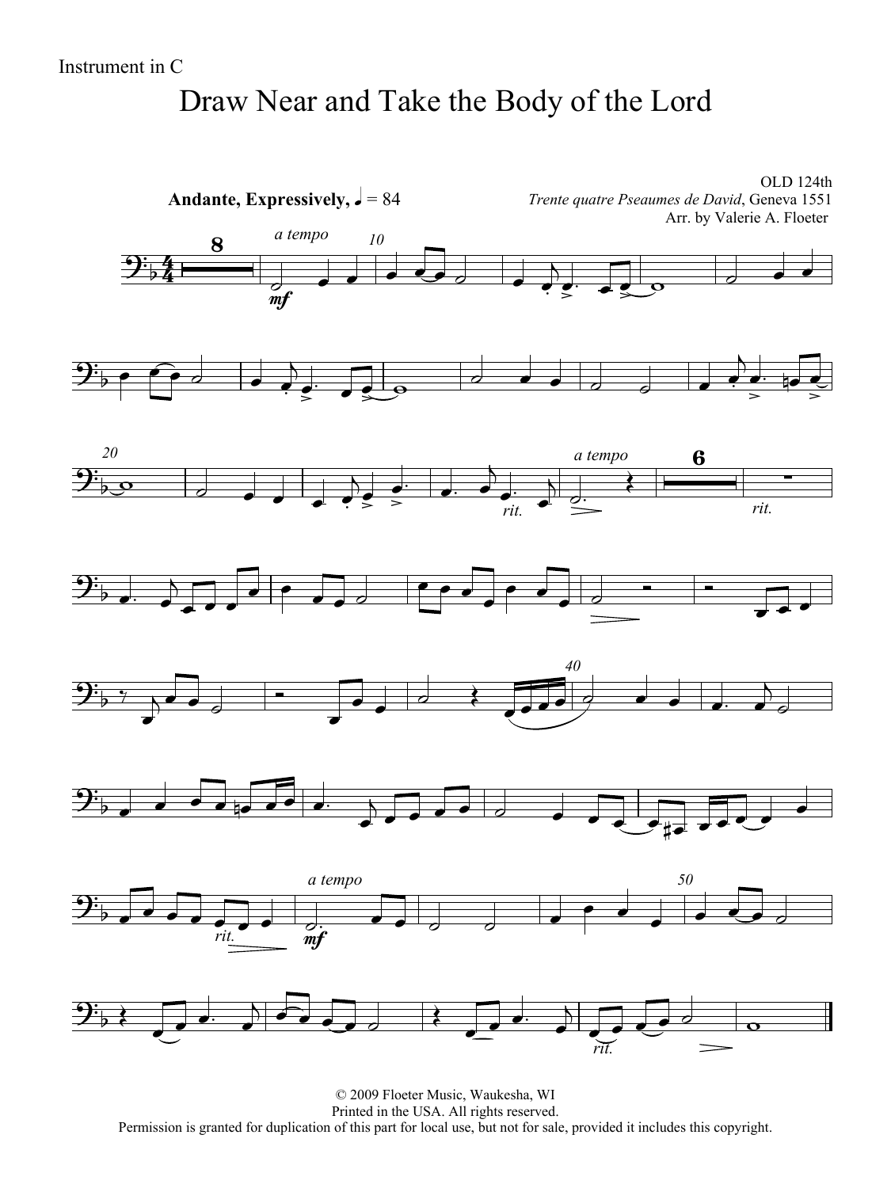Instrument in C

# Draw Near and Take the Body of the Lord

**Andante, Expressively,** ♩ = 84

OLD 124th
*Trente quatre Pseaumes de David*, Geneva 1551
Arr. by Valerie A. Floeter

© 2009 Floeter Music, Waukesha, WI
Printed in the USA. All rights reserved.
Permission is granted for duplication of this part for local use, but not for sale, provided it includes this copyright.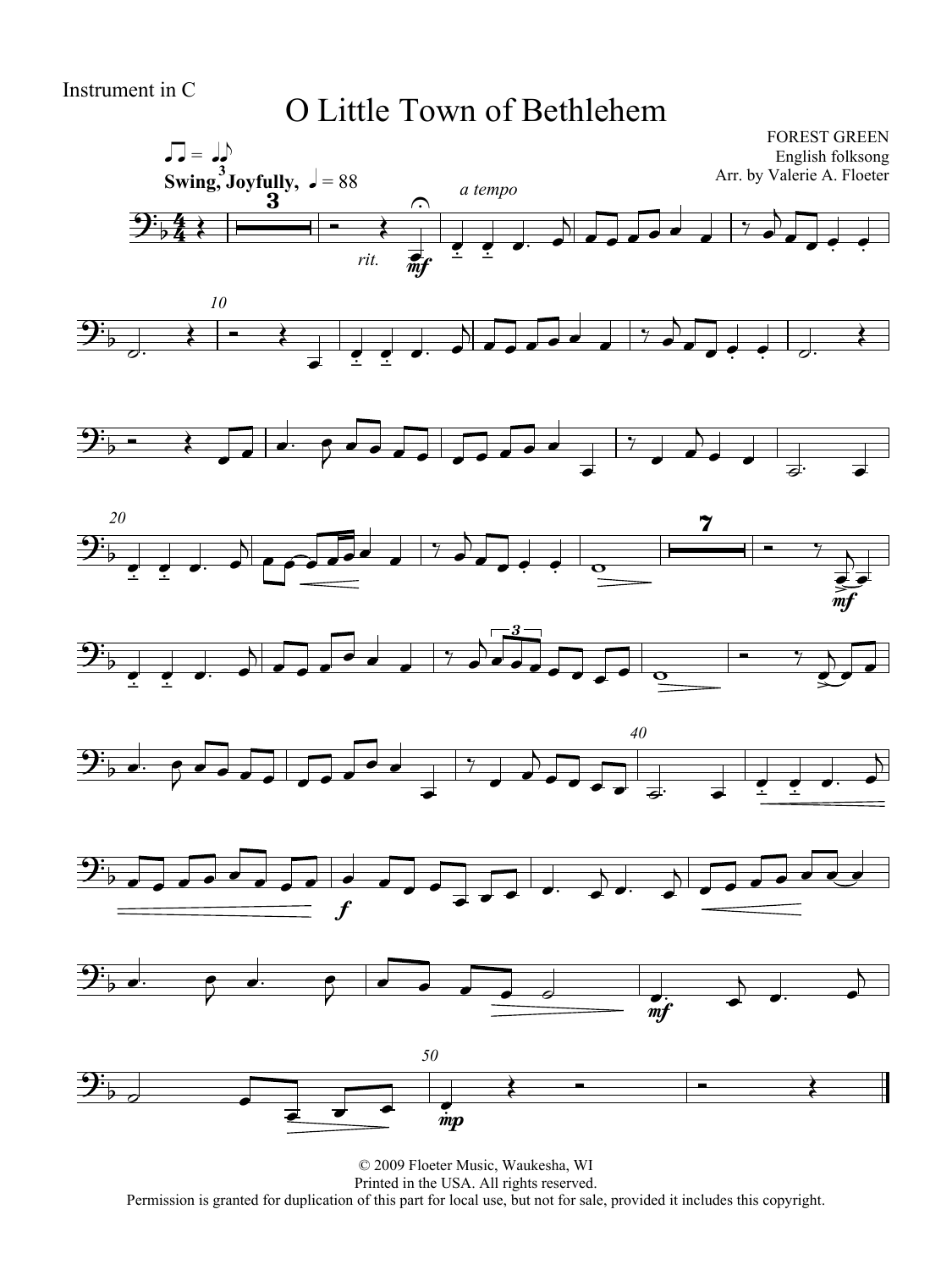Instrument in C

# O Little Town of Bethlehem

FOREST GREEN
English folksong
Arr. by Valerie A. Floeter

Swing, Joyfully, ♩ = 88

© 2009 Floeter Music, Waukesha, WI
Printed in the USA. All rights reserved.
Permission is granted for duplication of this part for local use, but not for sale, provided it includes this copyright.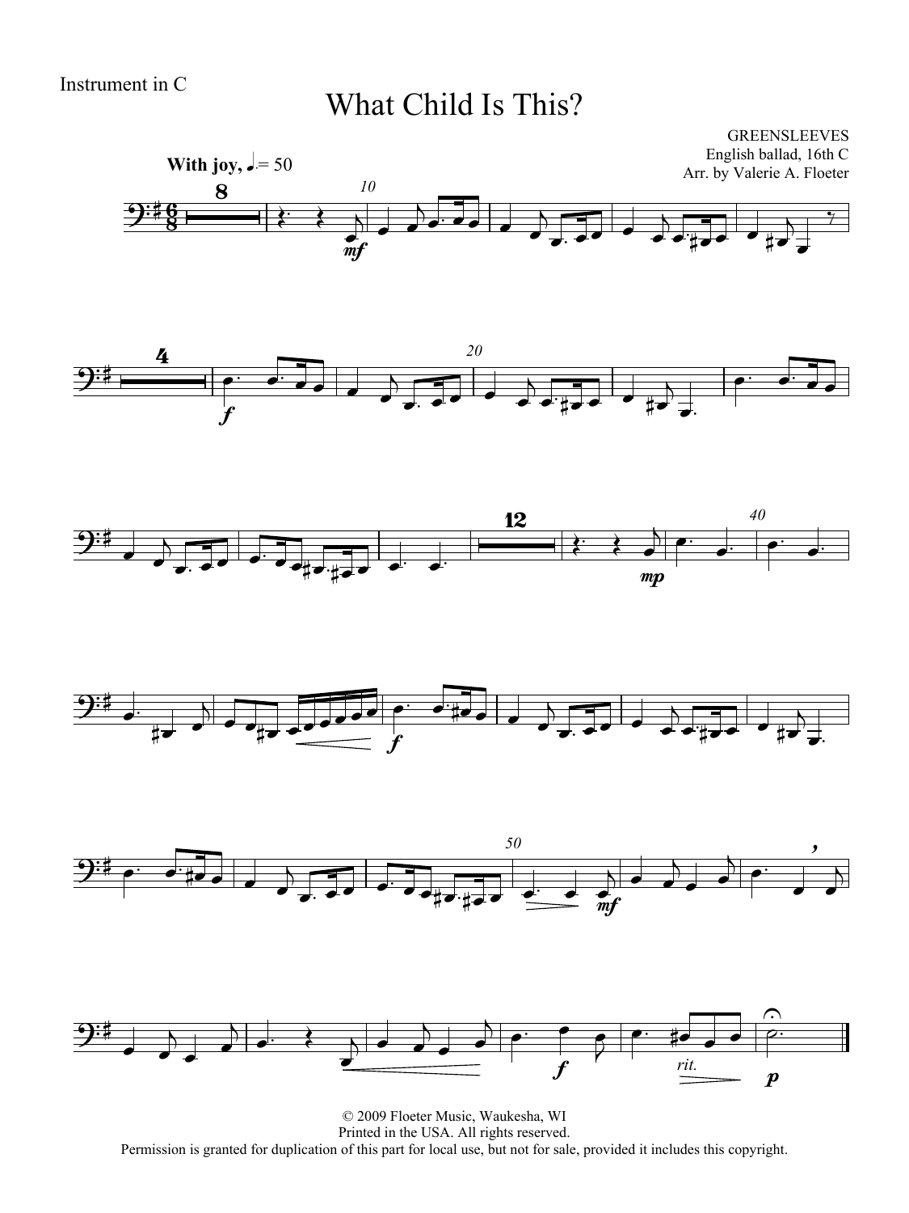Instrument in C

# What Child Is This?

GREENSLEEVES
English ballad, 16th C
Arr. by Valerie A. Floeter

**With joy,** ♩. = 50

© 2009 Floeter Music, Waukesha, WI
Printed in the USA. All rights reserved.
Permission is granted for duplication of this part for local use, but not for sale, provided it includes this copyright.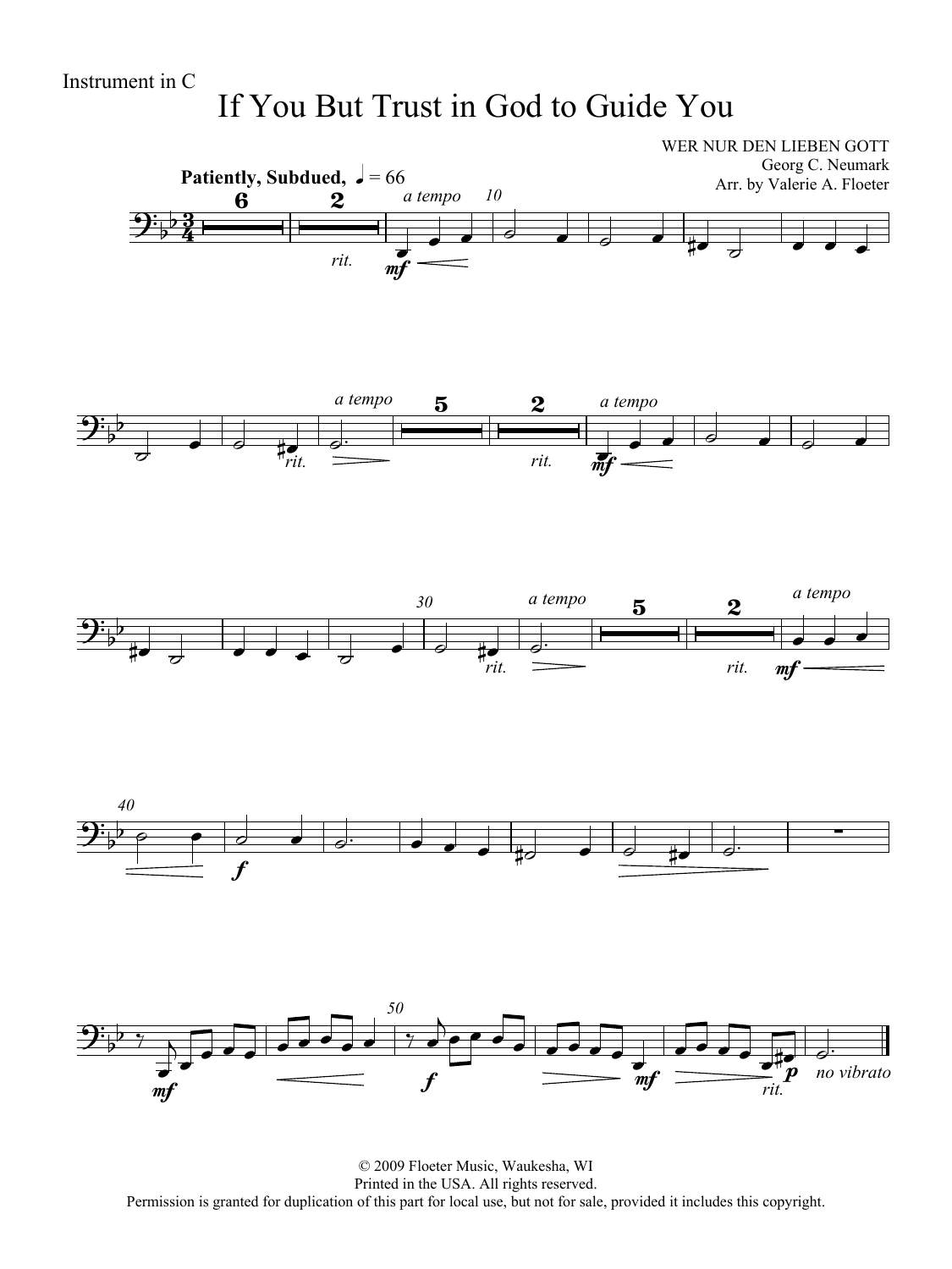Instrument in C

# If You But Trust in God to Guide You

WER NUR DEN LIEBEN GOTT
Georg C. Neumark
Arr. by Valerie A. Floeter

**Patiently, Subdued,** ♩ = 66

© 2009 Floeter Music, Waukesha, WI
Printed in the USA. All rights reserved.
Permission is granted for duplication of this part for local use, but not for sale, provided it includes this copyright.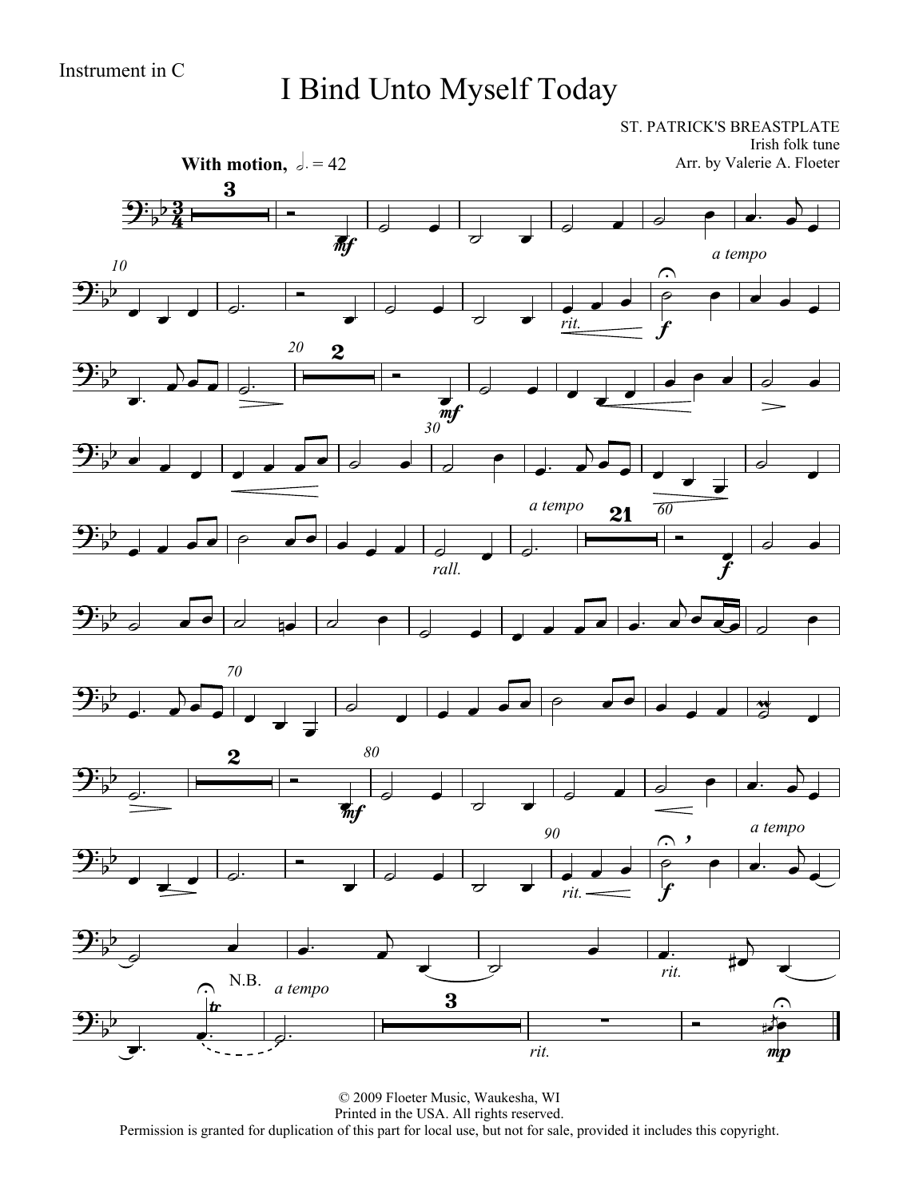Instrument in C

# I Bind Unto Myself Today

ST. PATRICK'S BREASTPLATE
Irish folk tune
Arr. by Valerie A. Floeter

**With motion,** 𝅗𝅥. = 42

© 2009 Floeter Music, Waukesha, WI
Printed in the USA. All rights reserved.
Permission is granted for duplication of this part for local use, but not for sale, provided it includes this copyright.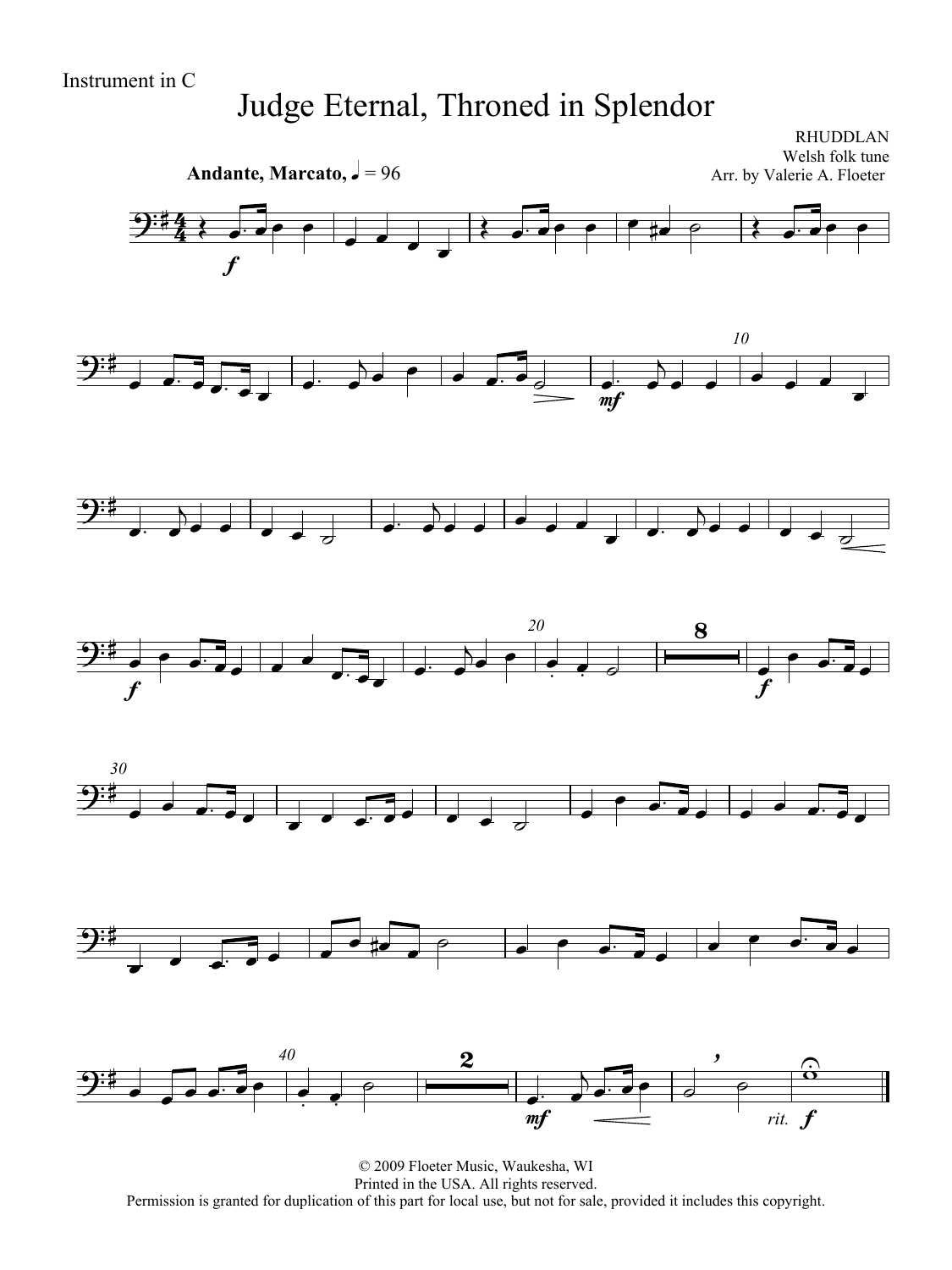Instrument in C

# Judge Eternal, Throned in Splendor

RHUDDLAN
Welsh folk tune
Arr. by Valerie A. Floeter

**Andante, Marcato,** ♩ = 96

© 2009 Floeter Music, Waukesha, WI
Printed in the USA. All rights reserved.
Permission is granted for duplication of this part for local use, but not for sale, provided it includes this copyright.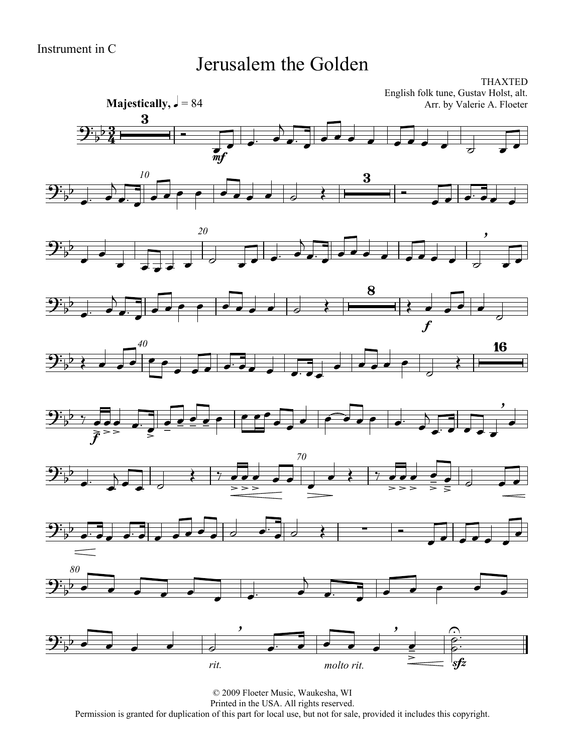Instrument in C

# Jerusalem the Golden

THAXTED
English folk tune, Gustav Holst, alt.
Arr. by Valerie A. Floeter

**Majestically,** ♩ = 84

© 2009 Floeter Music, Waukesha, WI
Printed in the USA. All rights reserved.
Permission is granted for duplication of this part for local use, but not for sale, provided it includes this copyright.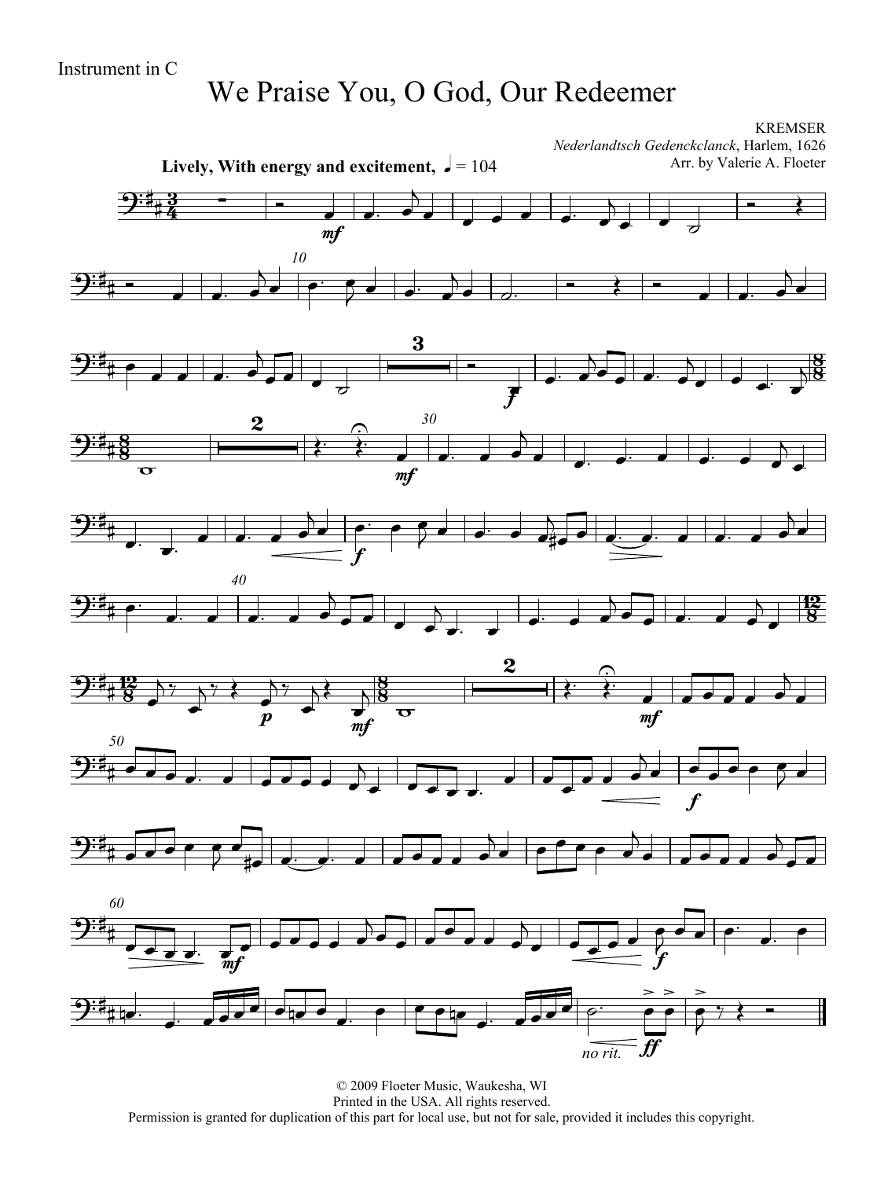Instrument in C

# We Praise You, O God, Our Redeemer

KREMSER
*Nederlandtsch Gedenckclanck*, Harlem, 1626
Arr. by Valerie A. Floeter

**Lively, With energy and excitement,** ♩ = 104

© 2009 Floeter Music, Waukesha, WI
Printed in the USA. All rights reserved.
Permission is granted for duplication of this part for local use, but not for sale, provided it includes this copyright.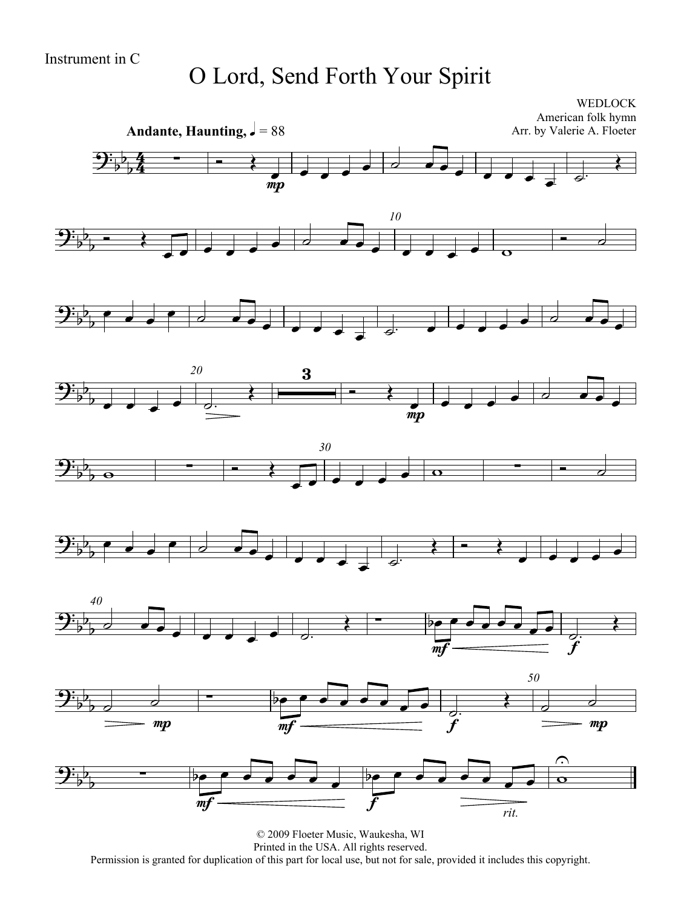Instrument in C

# O Lord, Send Forth Your Spirit

WEDLOCK
American folk hymn
Arr. by Valerie A. Floeter

**Andante, Haunting,** ♩ = 88

© 2009 Floeter Music, Waukesha, WI
Printed in the USA. All rights reserved.
Permission is granted for duplication of this part for local use, but not for sale, provided it includes this copyright.